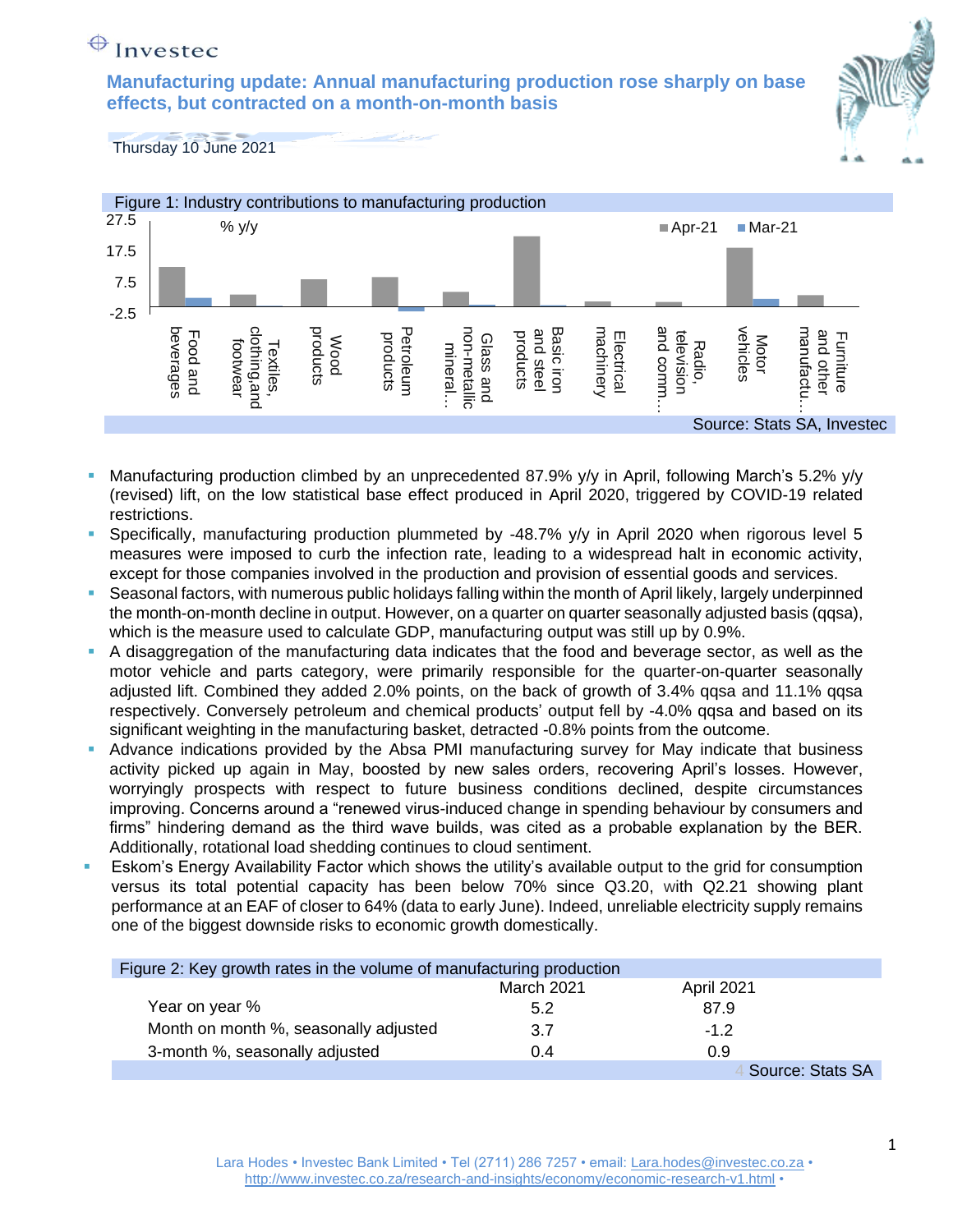Investec

# Manufacturing update: Annual manufacturing production rose sharply on base effects, but contracted on a month-on-month basis

Thursday 10 June 2021

Figure 1: Industry contributions to manufacturing production

Source: Stats SA, Investec

- Manufacturing production climbed by an unprecedented 87.9% y/y in April, following March's 5.2% y/y (revised) lift, on the low statistical base effect produced in April 2020, triggered by COVID-19 related restrictions.
- Specifically, manufacturing production plummeted by -48.7% y/y in April 2020 when rigorous level 5 measures were imposed to curb the infection rate, leading to a widespread halt in economic activity, except for those companies involved in the production and provision of essential goods and services.
- Seasonal factors, with numerous public holidays falling within the month of April likely, largely underpinned the month-on-month decline in output. However, on a quarter on quarter seasonally adjusted basis (qqsa), which is the measure used to calculate GDP, manufacturing output was still up by 0.9%.
- A disaggregation of the manufacturing data indicates that the food and beverage sector, as well as the motor vehicle and parts category, were primarily responsible for the quarter-on-quarter seasonally adjusted lift. Combined they added 2.0% points, on the back of growth of 3.4% qqsa and 11.1% qqsa respectively. Conversely petroleum and chemical products' output fell by -4.0% qqsa and based on its significant weighting in the manufacturing basket, detracted -0.8% points from the outcome.
- Advance indications provided by the Absa PMI manufacturing survey for May indicate that business activity picked up again in May, boosted by new sales orders, recovering April's losses. However, worryingly prospects with respect to future business conditions declined, despite circumstances improving. Concerns around a "renewed virus-induced change in spending behaviour by consumers and firms" hindering demand as the third wave builds, was cited as a probable explanation by the BER. Additionally, rotational load shedding continues to cloud sentiment.
- Eskom's Energy Availability Factor which shows the utility's available output to the grid for consumption versus its total potential capacity has been below 70% since Q3.20, with Q2.21 showing plant performance at an EAF of closer to 64% (data to early June). Indeed, unreliable electricity supply remains one of the biggest downside risks to economic growth domestically.

Figure 2: Key growth rates in the volume of manufacturing production

| | March 2021 | April 2021 |
|---|---|---|
| Year on year % | 5.2 | 87.9 |
| Month on month %, seasonally adjusted | 3.7 | -1.2 |
| 3-month %, seasonally adjusted | 0.4 | 0.9 |

Source: Stats SA

Lara Hodes • Investec Bank Limited • Tel (2711) 286 7257 • email: Lara.hodes@investec.co.za • http://www.investec.co.za/research-and-insights/economy/economic-research-v1.html •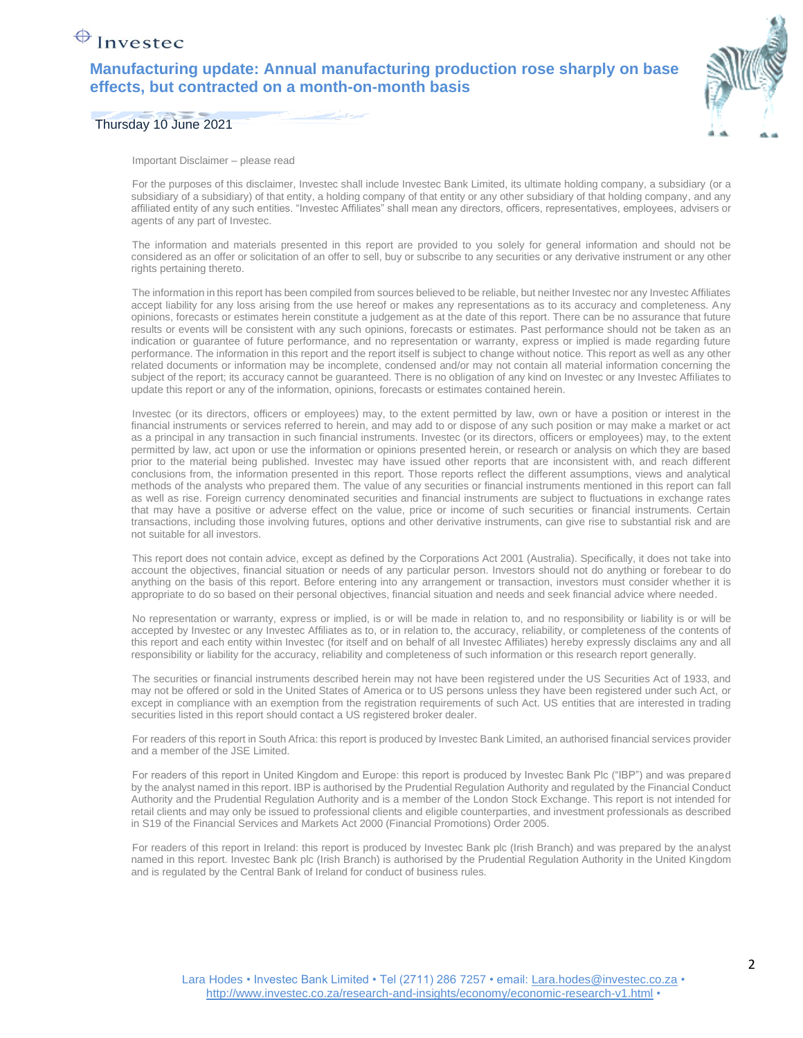Important Disclaimer – please read

For the purposes of this disclaimer, Investec shall include Investec Bank Limited, its ultimate holding company, a subsidiary (or a subsidiary of a subsidiary) of that entity, a holding company of that entity or any other subsidiary of that holding company, and any affiliated entity of any such entities. "Investec Affiliates" shall mean any directors, officers, representatives, employees, advisers or agents of any part of Investec.

The information and materials presented in this report are provided to you solely for general information and should not be considered as an offer or solicitation of an offer to sell, buy or subscribe to any securities or any derivative instrument or any other rights pertaining thereto.

The information in this report has been compiled from sources believed to be reliable, but neither Investec nor any Investec Affiliates accept liability for any loss arising from the use hereof or makes any representations as to its accuracy and completeness. Any opinions, forecasts or estimates herein constitute a judgement as at the date of this report. There can be no assurance that future results or events will be consistent with any such opinions, forecasts or estimates. Past performance should not be taken as an indication or guarantee of future performance, and no representation or warranty, express or implied is made regarding future performance. The information in this report and the report itself is subject to change without notice. This report as well as any other related documents or information may be incomplete, condensed and/or may not contain all material information concerning the subject of the report; its accuracy cannot be guaranteed. There is no obligation of any kind on Investec or any Investec Affiliates to update this report or any of the information, opinions, forecasts or estimates contained herein.

Investec (or its directors, officers or employees) may, to the extent permitted by law, own or have a position or interest in the financial instruments or services referred to herein, and may add to or dispose of any such position or may make a market or act as a principal in any transaction in such financial instruments. Investec (or its directors, officers or employees) may, to the extent permitted by law, act upon or use the information or opinions presented herein, or research or analysis on which they are based prior to the material being published. Investec may have issued other reports that are inconsistent with, and reach different conclusions from, the information presented in this report. Those reports reflect the different assumptions, views and analytical methods of the analysts who prepared them. The value of any securities or financial instruments mentioned in this report can fall as well as rise. Foreign currency denominated securities and financial instruments are subject to fluctuations in exchange rates that may have a positive or adverse effect on the value, price or income of such securities or financial instruments. Certain transactions, including those involving futures, options and other derivative instruments, can give rise to substantial risk and are not suitable for all investors.

This report does not contain advice, except as defined by the Corporations Act 2001 (Australia). Specifically, it does not take into account the objectives, financial situation or needs of any particular person. Investors should not do anything or forebear to do anything on the basis of this report. Before entering into any arrangement or transaction, investors must consider whether it is appropriate to do so based on their personal objectives, financial situation and needs and seek financial advice where needed.

No representation or warranty, express or implied, is or will be made in relation to, and no responsibility or liability is or will be accepted by Investec or any Investec Affiliates as to, or in relation to, the accuracy, reliability, or completeness of the contents of this report and each entity within Investec (for itself and on behalf of all Investec Affiliates) hereby expressly disclaims any and all responsibility or liability for the accuracy, reliability and completeness of such information or this research report generally.

The securities or financial instruments described herein may not have been registered under the US Securities Act of 1933, and may not be offered or sold in the United States of America or to US persons unless they have been registered under such Act, or except in compliance with an exemption from the registration requirements of such Act. US entities that are interested in trading securities listed in this report should contact a US registered broker dealer.

For readers of this report in South Africa: this report is produced by Investec Bank Limited, an authorised financial services provider and a member of the JSE Limited.

For readers of this report in United Kingdom and Europe: this report is produced by Investec Bank Plc ("IBP") and was prepared by the analyst named in this report. IBP is authorised by the Prudential Regulation Authority and regulated by the Financial Conduct Authority and the Prudential Regulation Authority and is a member of the London Stock Exchange. This report is not intended for retail clients and may only be issued to professional clients and eligible counterparties, and investment professionals as described in S19 of the Financial Services and Markets Act 2000 (Financial Promotions) Order 2005.

For readers of this report in Ireland: this report is produced by Investec Bank plc (Irish Branch) and was prepared by the analyst named in this report. Investec Bank plc (Irish Branch) is authorised by the Prudential Regulation Authority in the United Kingdom and is regulated by the Central Bank of Ireland for conduct of business rules.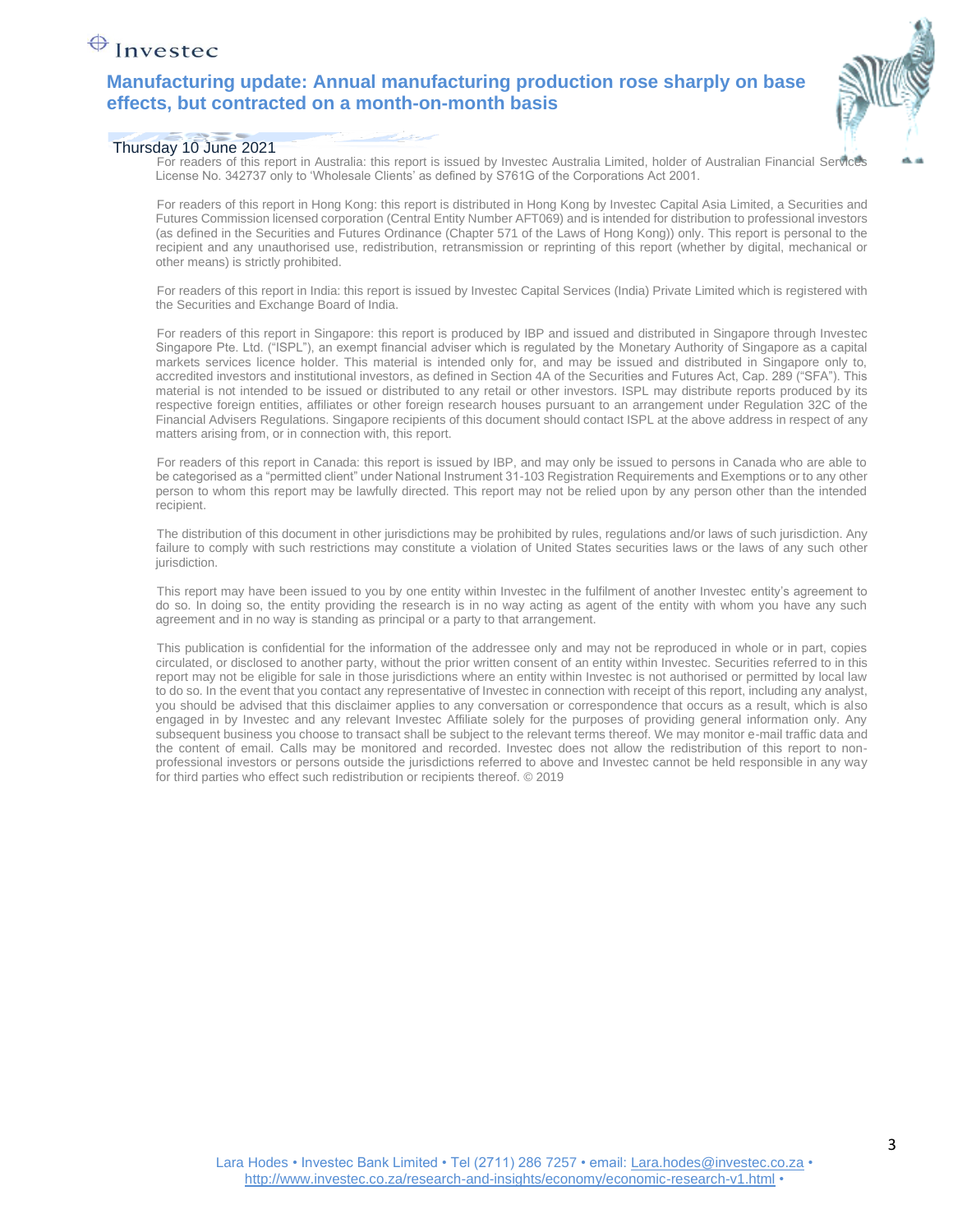For readers of this report in Australia: this report is issued by Investec Australia Limited, holder of Australian Financial Services License No. 342737 only to 'Wholesale Clients' as defined by S761G of the Corporations Act 2001.

For readers of this report in Hong Kong: this report is distributed in Hong Kong by Investec Capital Asia Limited, a Securities and Futures Commission licensed corporation (Central Entity Number AFT069) and is intended for distribution to professional investors (as defined in the Securities and Futures Ordinance (Chapter 571 of the Laws of Hong Kong)) only. This report is personal to the recipient and any unauthorised use, redistribution, retransmission or reprinting of this report (whether by digital, mechanical or other means) is strictly prohibited.

For readers of this report in India: this report is issued by Investec Capital Services (India) Private Limited which is registered with the Securities and Exchange Board of India.

For readers of this report in Singapore: this report is produced by IBP and issued and distributed in Singapore through Investec Singapore Pte. Ltd. ("ISPL"), an exempt financial adviser which is regulated by the Monetary Authority of Singapore as a capital markets services licence holder. This material is intended only for, and may be issued and distributed in Singapore only to, accredited investors and institutional investors, as defined in Section 4A of the Securities and Futures Act, Cap. 289 ("SFA"). This material is not intended to be issued or distributed to any retail or other investors. ISPL may distribute reports produced by its respective foreign entities, affiliates or other foreign research houses pursuant to an arrangement under Regulation 32C of the Financial Advisers Regulations. Singapore recipients of this document should contact ISPL at the above address in respect of any matters arising from, or in connection with, this report.

For readers of this report in Canada: this report is issued by IBP, and may only be issued to persons in Canada who are able to be categorised as a "permitted client" under National Instrument 31-103 Registration Requirements and Exemptions or to any other person to whom this report may be lawfully directed. This report may not be relied upon by any person other than the intended recipient.

The distribution of this document in other jurisdictions may be prohibited by rules, regulations and/or laws of such jurisdiction. Any failure to comply with such restrictions may constitute a violation of United States securities laws or the laws of any such other jurisdiction.

This report may have been issued to you by one entity within Investec in the fulfilment of another Investec entity's agreement to do so. In doing so, the entity providing the research is in no way acting as agent of the entity with whom you have any such agreement and in no way is standing as principal or a party to that arrangement.

This publication is confidential for the information of the addressee only and may not be reproduced in whole or in part, copies circulated, or disclosed to another party, without the prior written consent of an entity within Investec. Securities referred to in this report may not be eligible for sale in those jurisdictions where an entity within Investec is not authorised or permitted by local law to do so. In the event that you contact any representative of Investec in connection with receipt of this report, including any analyst, you should be advised that this disclaimer applies to any conversation or correspondence that occurs as a result, which is also engaged in by Investec and any relevant Investec Affiliate solely for the purposes of providing general information only. Any subsequent business you choose to transact shall be subject to the relevant terms thereof. We may monitor e-mail traffic data and the content of email. Calls may be monitored and recorded. Investec does not allow the redistribution of this report to non-professional investors or persons outside the jurisdictions referred to above and Investec cannot be held responsible in any way for third parties who effect such redistribution or recipients thereof. © 2019